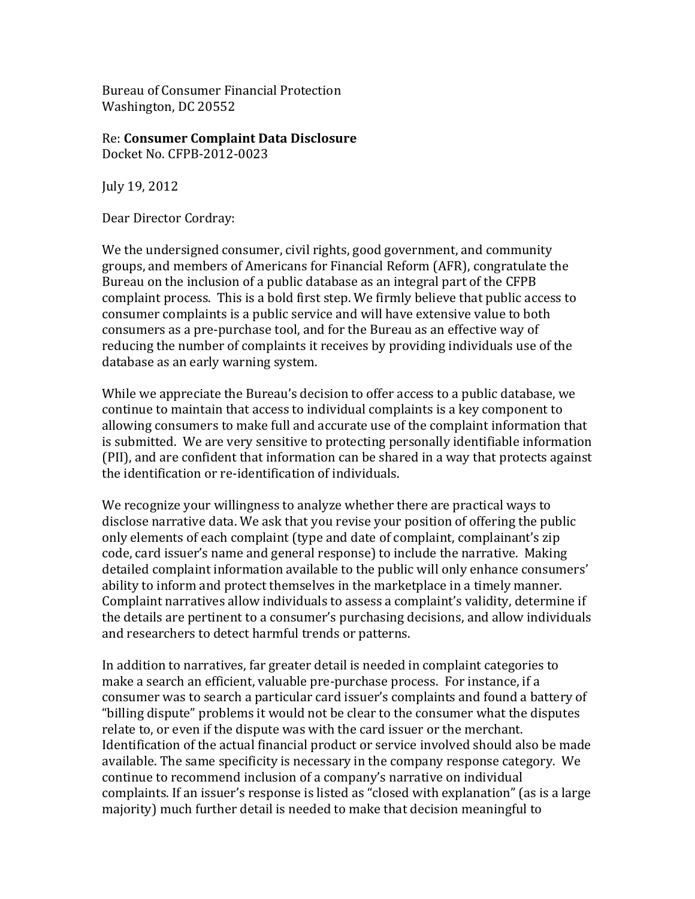Bureau of Consumer Financial Protection
Washington, DC 20552

Re: **Consumer Complaint Data Disclosure**
Docket No. CFPB-2012-0023

July 19, 2012

Dear Director Cordray:

We the undersigned consumer, civil rights, good government, and community groups, and members of Americans for Financial Reform (AFR), congratulate the Bureau on the inclusion of a public database as an integral part of the CFPB complaint process. This is a bold first step. We firmly believe that public access to consumer complaints is a public service and will have extensive value to both consumers as a pre-purchase tool, and for the Bureau as an effective way of reducing the number of complaints it receives by providing individuals use of the database as an early warning system.

While we appreciate the Bureau's decision to offer access to a public database, we continue to maintain that access to individual complaints is a key component to allowing consumers to make full and accurate use of the complaint information that is submitted. We are very sensitive to protecting personally identifiable information (PII), and are confident that information can be shared in a way that protects against the identification or re-identification of individuals.

We recognize your willingness to analyze whether there are practical ways to disclose narrative data. We ask that you revise your position of offering the public only elements of each complaint (type and date of complaint, complainant's zip code, card issuer's name and general response) to include the narrative. Making detailed complaint information available to the public will only enhance consumers' ability to inform and protect themselves in the marketplace in a timely manner. Complaint narratives allow individuals to assess a complaint's validity, determine if the details are pertinent to a consumer's purchasing decisions, and allow individuals and researchers to detect harmful trends or patterns.

In addition to narratives, far greater detail is needed in complaint categories to make a search an efficient, valuable pre-purchase process. For instance, if a consumer was to search a particular card issuer's complaints and found a battery of "billing dispute" problems it would not be clear to the consumer what the disputes relate to, or even if the dispute was with the card issuer or the merchant. Identification of the actual financial product or service involved should also be made available. The same specificity is necessary in the company response category. We continue to recommend inclusion of a company's narrative on individual complaints. If an issuer's response is listed as "closed with explanation" (as is a large majority) much further detail is needed to make that decision meaningful to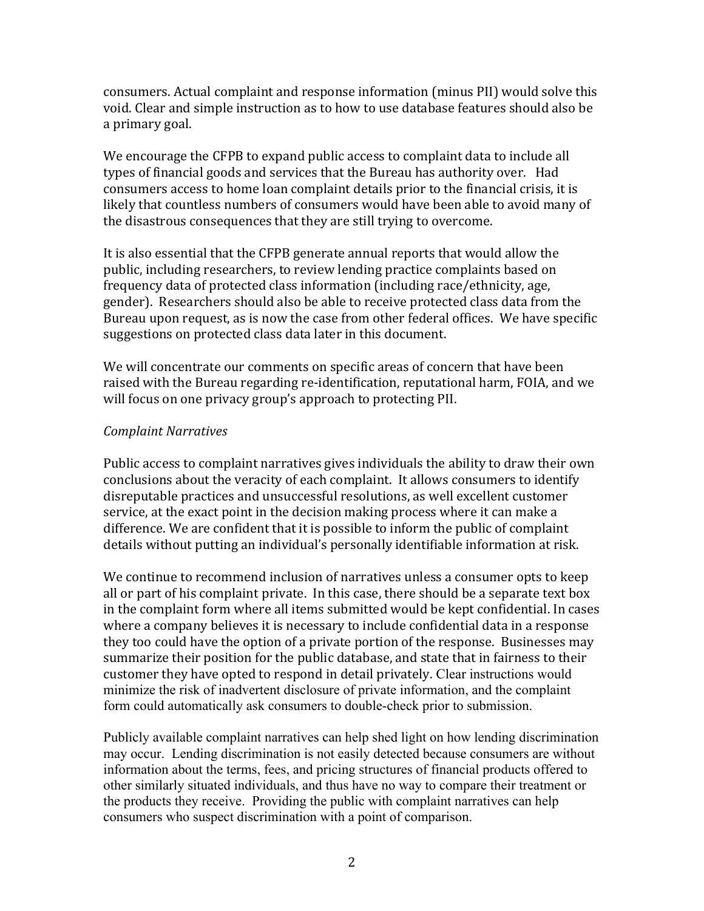consumers. Actual complaint and response information (minus PII) would solve this void. Clear and simple instruction as to how to use database features should also be a primary goal.

We encourage the CFPB to expand public access to complaint data to include all types of financial goods and services that the Bureau has authority over. Had consumers access to home loan complaint details prior to the financial crisis, it is likely that countless numbers of consumers would have been able to avoid many of the disastrous consequences that they are still trying to overcome.

It is also essential that the CFPB generate annual reports that would allow the public, including researchers, to review lending practice complaints based on frequency data of protected class information (including race/ethnicity, age, gender). Researchers should also be able to receive protected class data from the Bureau upon request, as is now the case from other federal offices. We have specific suggestions on protected class data later in this document.

We will concentrate our comments on specific areas of concern that have been raised with the Bureau regarding re-identification, reputational harm, FOIA, and we will focus on one privacy group's approach to protecting PII.

*Complaint Narratives*

Public access to complaint narratives gives individuals the ability to draw their own conclusions about the veracity of each complaint. It allows consumers to identify disreputable practices and unsuccessful resolutions, as well excellent customer service, at the exact point in the decision making process where it can make a difference. We are confident that it is possible to inform the public of complaint details without putting an individual's personally identifiable information at risk.

We continue to recommend inclusion of narratives unless a consumer opts to keep all or part of his complaint private. In this case, there should be a separate text box in the complaint form where all items submitted would be kept confidential. In cases where a company believes it is necessary to include confidential data in a response they too could have the option of a private portion of the response. Businesses may summarize their position for the public database, and state that in fairness to their customer they have opted to respond in detail privately. Clear instructions would minimize the risk of inadvertent disclosure of private information, and the complaint form could automatically ask consumers to double-check prior to submission.

Publicly available complaint narratives can help shed light on how lending discrimination may occur. Lending discrimination is not easily detected because consumers are without information about the terms, fees, and pricing structures of financial products offered to other similarly situated individuals, and thus have no way to compare their treatment or the products they receive. Providing the public with complaint narratives can help consumers who suspect discrimination with a point of comparison.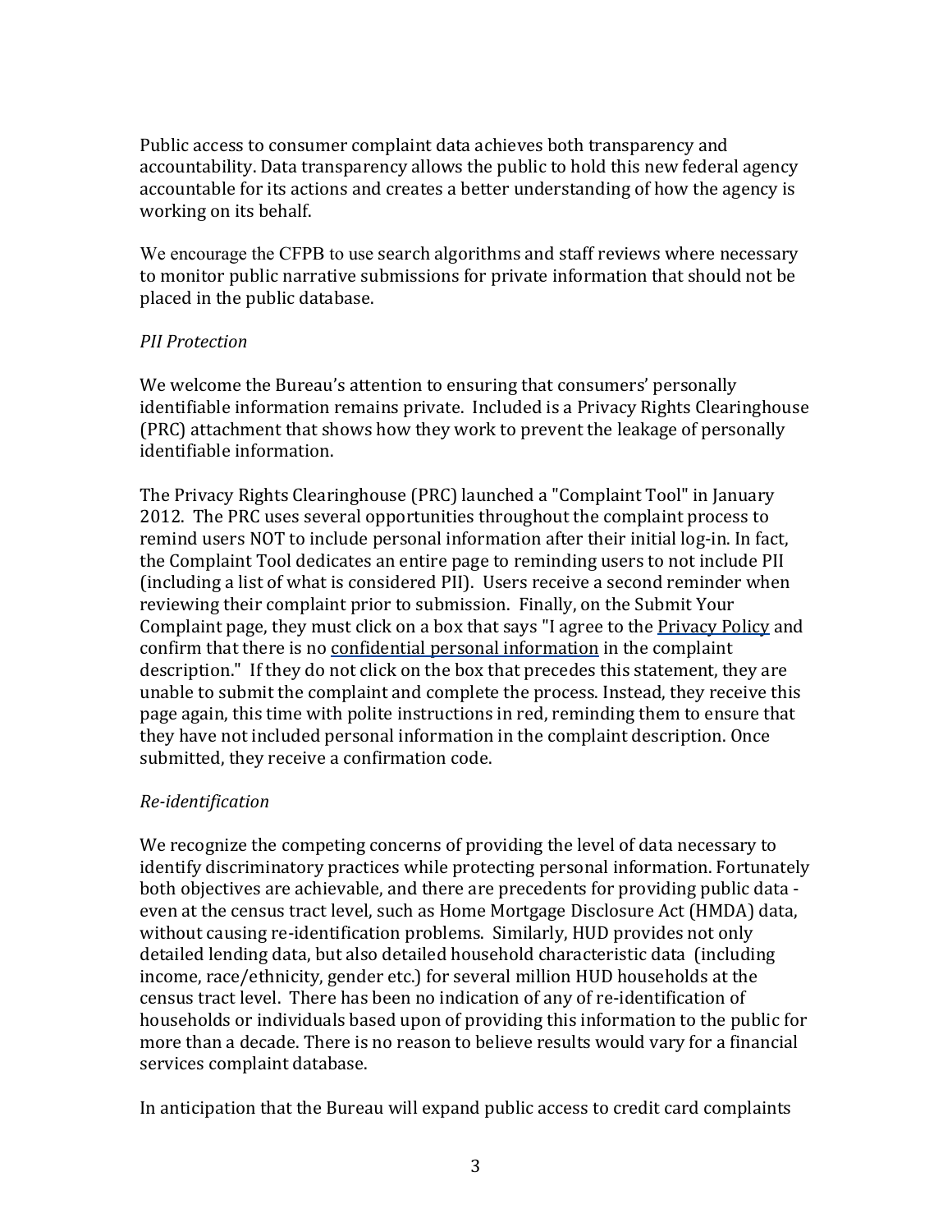Public access to consumer complaint data achieves both transparency and accountability. Data transparency allows the public to hold this new federal agency accountable for its actions and creates a better understanding of how the agency is working on its behalf.

We encourage the CFPB to use search algorithms and staff reviews where necessary to monitor public narrative submissions for private information that should not be placed in the public database.

*PII Protection*

We welcome the Bureau's attention to ensuring that consumers' personally identifiable information remains private. Included is a Privacy Rights Clearinghouse (PRC) attachment that shows how they work to prevent the leakage of personally identifiable information.

The Privacy Rights Clearinghouse (PRC) launched a "Complaint Tool" in January 2012. The PRC uses several opportunities throughout the complaint process to remind users NOT to include personal information after their initial log-in. In fact, the Complaint Tool dedicates an entire page to reminding users to not include PII (including a list of what is considered PII). Users receive a second reminder when reviewing their complaint prior to submission. Finally, on the Submit Your Complaint page, they must click on a box that says "I agree to the Privacy Policy and confirm that there is no confidential personal information in the complaint description." If they do not click on the box that precedes this statement, they are unable to submit the complaint and complete the process. Instead, they receive this page again, this time with polite instructions in red, reminding them to ensure that they have not included personal information in the complaint description. Once submitted, they receive a confirmation code.

*Re-identification*

We recognize the competing concerns of providing the level of data necessary to identify discriminatory practices while protecting personal information. Fortunately both objectives are achievable, and there are precedents for providing public data - even at the census tract level, such as Home Mortgage Disclosure Act (HMDA) data, without causing re-identification problems. Similarly, HUD provides not only detailed lending data, but also detailed household characteristic data (including income, race/ethnicity, gender etc.) for several million HUD households at the census tract level. There has been no indication of any of re-identification of households or individuals based upon of providing this information to the public for more than a decade. There is no reason to believe results would vary for a financial services complaint database.

In anticipation that the Bureau will expand public access to credit card complaints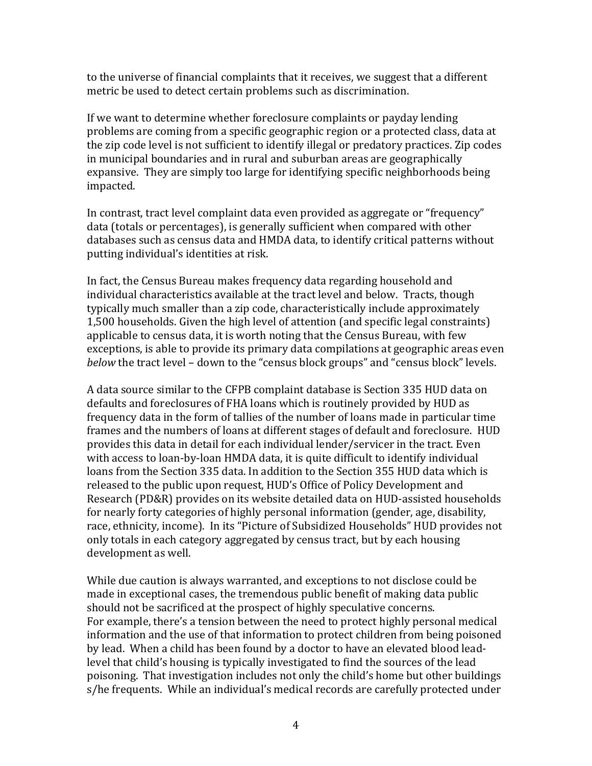to the universe of financial complaints that it receives, we suggest that a different metric be used to detect certain problems such as discrimination.

If we want to determine whether foreclosure complaints or payday lending problems are coming from a specific geographic region or a protected class, data at the zip code level is not sufficient to identify illegal or predatory practices. Zip codes in municipal boundaries and in rural and suburban areas are geographically expansive. They are simply too large for identifying specific neighborhoods being impacted.

In contrast, tract level complaint data even provided as aggregate or "frequency" data (totals or percentages), is generally sufficient when compared with other databases such as census data and HMDA data, to identify critical patterns without putting individual's identities at risk.

In fact, the Census Bureau makes frequency data regarding household and individual characteristics available at the tract level and below. Tracts, though typically much smaller than a zip code, characteristically include approximately 1,500 households. Given the high level of attention (and specific legal constraints) applicable to census data, it is worth noting that the Census Bureau, with few exceptions, is able to provide its primary data compilations at geographic areas even *below* the tract level – down to the "census block groups" and "census block" levels.

A data source similar to the CFPB complaint database is Section 335 HUD data on defaults and foreclosures of FHA loans which is routinely provided by HUD as frequency data in the form of tallies of the number of loans made in particular time frames and the numbers of loans at different stages of default and foreclosure. HUD provides this data in detail for each individual lender/servicer in the tract. Even with access to loan-by-loan HMDA data, it is quite difficult to identify individual loans from the Section 335 data. In addition to the Section 355 HUD data which is released to the public upon request, HUD's Office of Policy Development and Research (PD&R) provides on its website detailed data on HUD-assisted households for nearly forty categories of highly personal information (gender, age, disability, race, ethnicity, income). In its "Picture of Subsidized Households" HUD provides not only totals in each category aggregated by census tract, but by each housing development as well.

While due caution is always warranted, and exceptions to not disclose could be made in exceptional cases, the tremendous public benefit of making data public should not be sacrificed at the prospect of highly speculative concerns.
For example, there's a tension between the need to protect highly personal medical information and the use of that information to protect children from being poisoned by lead. When a child has been found by a doctor to have an elevated blood lead-level that child's housing is typically investigated to find the sources of the lead poisoning. That investigation includes not only the child's home but other buildings s/he frequents. While an individual's medical records are carefully protected under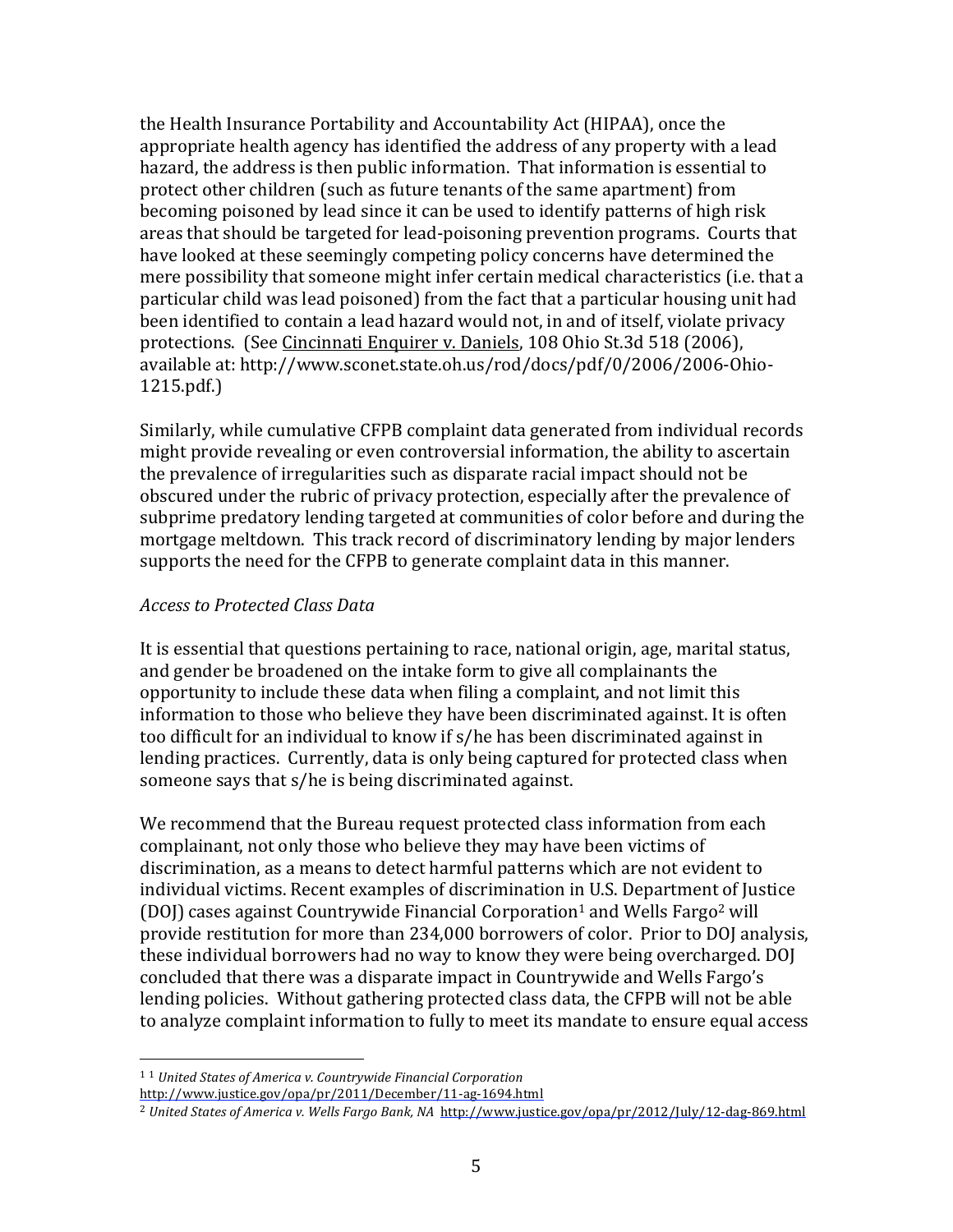the Health Insurance Portability and Accountability Act (HIPAA), once the appropriate health agency has identified the address of any property with a lead hazard, the address is then public information. That information is essential to protect other children (such as future tenants of the same apartment) from becoming poisoned by lead since it can be used to identify patterns of high risk areas that should be targeted for lead-poisoning prevention programs. Courts that have looked at these seemingly competing policy concerns have determined the mere possibility that someone might infer certain medical characteristics (i.e. that a particular child was lead poisoned) from the fact that a particular housing unit had been identified to contain a lead hazard would not, in and of itself, violate privacy protections. (See Cincinnati Enquirer v. Daniels, 108 Ohio St.3d 518 (2006), available at: http://www.sconet.state.oh.us/rod/docs/pdf/0/2006/2006-Ohio-1215.pdf.)

Similarly, while cumulative CFPB complaint data generated from individual records might provide revealing or even controversial information, the ability to ascertain the prevalence of irregularities such as disparate racial impact should not be obscured under the rubric of privacy protection, especially after the prevalence of subprime predatory lending targeted at communities of color before and during the mortgage meltdown. This track record of discriminatory lending by major lenders supports the need for the CFPB to generate complaint data in this manner.

*Access to Protected Class Data*

It is essential that questions pertaining to race, national origin, age, marital status, and gender be broadened on the intake form to give all complainants the opportunity to include these data when filing a complaint, and not limit this information to those who believe they have been discriminated against. It is often too difficult for an individual to know if s/he has been discriminated against in lending practices. Currently, data is only being captured for protected class when someone says that s/he is being discriminated against.

We recommend that the Bureau request protected class information from each complainant, not only those who believe they may have been victims of discrimination, as a means to detect harmful patterns which are not evident to individual victims. Recent examples of discrimination in U.S. Department of Justice (DOJ) cases against Countrywide Financial Corporation[1] and Wells Fargo[2] will provide restitution for more than 234,000 borrowers of color. Prior to DOJ analysis, these individual borrowers had no way to know they were being overcharged. DOJ concluded that there was a disparate impact in Countrywide and Wells Fargo's lending policies. Without gathering protected class data, the CFPB will not be able to analyze complaint information to fully to meet its mandate to ensure equal access

---

[1] [1] *United States of America v. Countrywide Financial Corporation* http://www.justice.gov/opa/pr/2011/December/11-ag-1694.html

[2] *United States of America v. Wells Fargo Bank, NA* http://www.justice.gov/opa/pr/2012/July/12-dag-869.html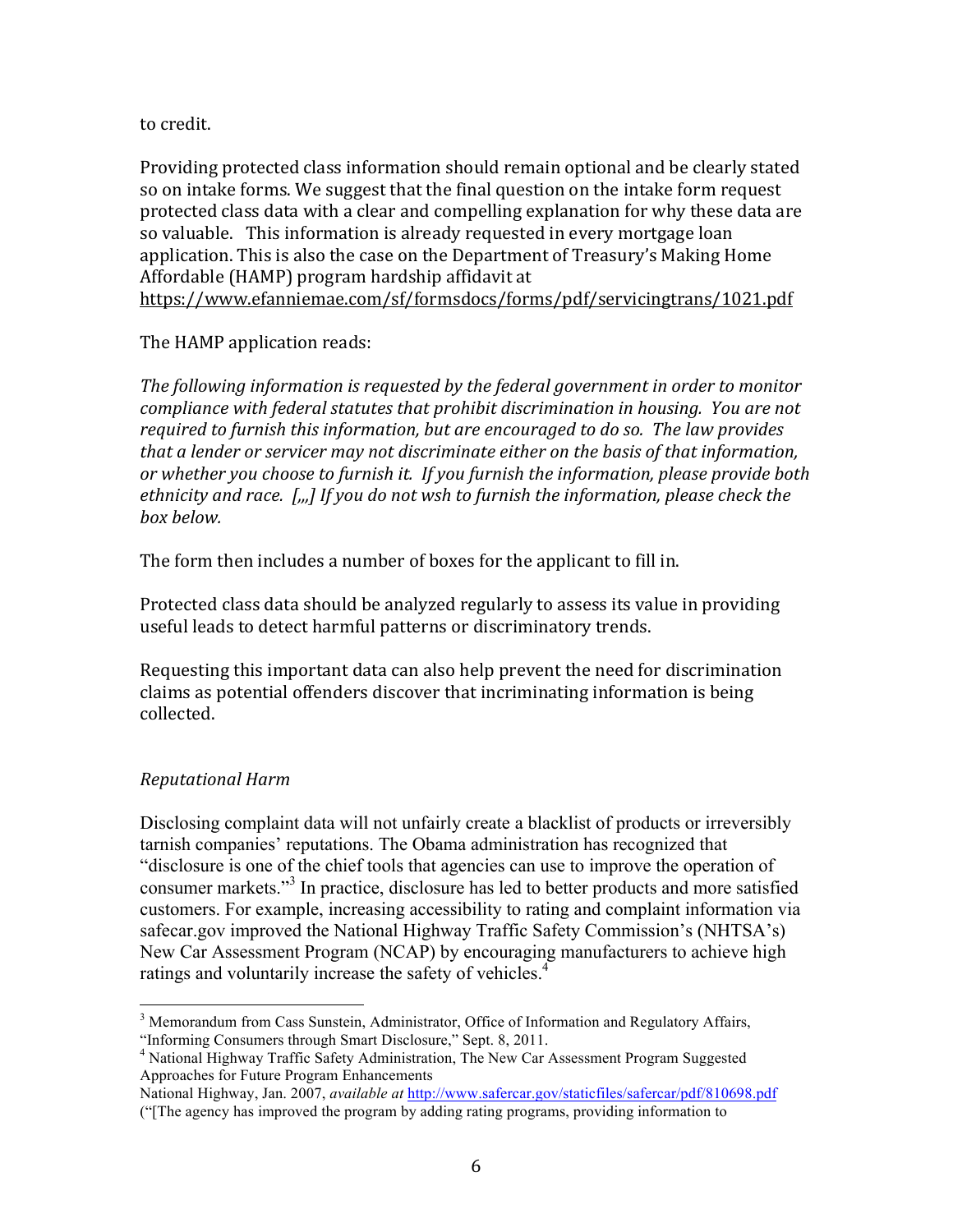to credit.

Providing protected class information should remain optional and be clearly stated so on intake forms. We suggest that the final question on the intake form request protected class data with a clear and compelling explanation for why these data are so valuable. This information is already requested in every mortgage loan application. This is also the case on the Department of Treasury's Making Home Affordable (HAMP) program hardship affidavit at https://www.efanniemae.com/sf/formsdocs/forms/pdf/servicingtrans/1021.pdf

The HAMP application reads:

*The following information is requested by the federal government in order to monitor compliance with federal statutes that prohibit discrimination in housing. You are not required to furnish this information, but are encouraged to do so. The law provides that a lender or servicer may not discriminate either on the basis of that information, or whether you choose to furnish it. If you furnish the information, please provide both ethnicity and race. [,,,] If you do not wsh to furnish the information, please check the box below.*

The form then includes a number of boxes for the applicant to fill in.

Protected class data should be analyzed regularly to assess its value in providing useful leads to detect harmful patterns or discriminatory trends.

Requesting this important data can also help prevent the need for discrimination claims as potential offenders discover that incriminating information is being collected.

### *Reputational Harm*

Disclosing complaint data will not unfairly create a blacklist of products or irreversibly tarnish companies' reputations. The Obama administration has recognized that "disclosure is one of the chief tools that agencies can use to improve the operation of consumer markets."[3] In practice, disclosure has led to better products and more satisfied customers. For example, increasing accessibility to rating and complaint information via safecar.gov improved the National Highway Traffic Safety Commission's (NHTSA's) New Car Assessment Program (NCAP) by encouraging manufacturers to achieve high ratings and voluntarily increase the safety of vehicles.[4]

---

[3] Memorandum from Cass Sunstein, Administrator, Office of Information and Regulatory Affairs, "Informing Consumers through Smart Disclosure," Sept. 8, 2011.

[4] National Highway Traffic Safety Administration, The New Car Assessment Program Suggested Approaches for Future Program Enhancements National Highway, Jan. 2007, *available at* http://www.safercar.gov/staticfiles/safercar/pdf/810698.pdf ("[The agency has improved the program by adding rating programs, providing information to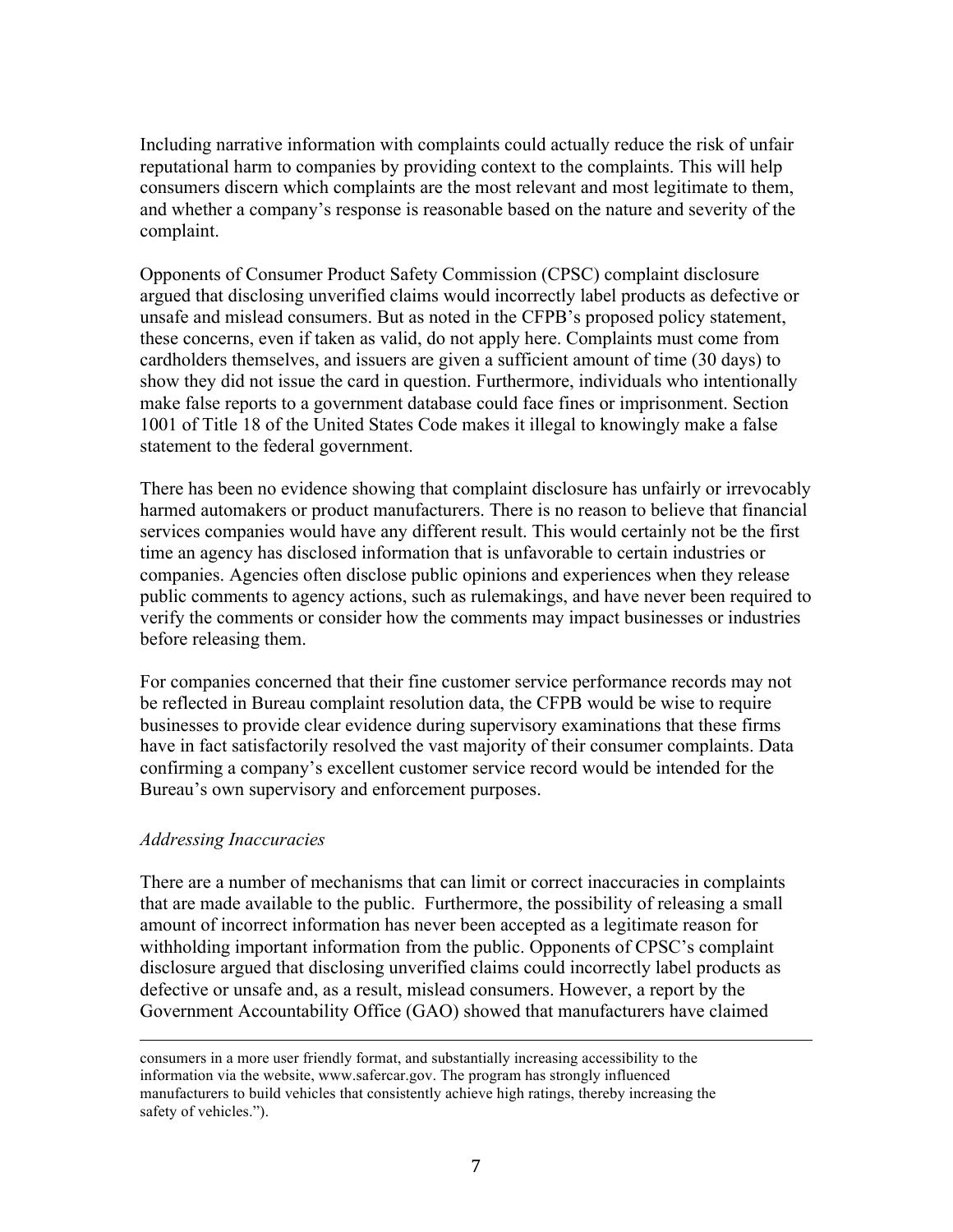Including narrative information with complaints could actually reduce the risk of unfair reputational harm to companies by providing context to the complaints. This will help consumers discern which complaints are the most relevant and most legitimate to them, and whether a company's response is reasonable based on the nature and severity of the complaint.

Opponents of Consumer Product Safety Commission (CPSC) complaint disclosure argued that disclosing unverified claims would incorrectly label products as defective or unsafe and mislead consumers. But as noted in the CFPB's proposed policy statement, these concerns, even if taken as valid, do not apply here. Complaints must come from cardholders themselves, and issuers are given a sufficient amount of time (30 days) to show they did not issue the card in question. Furthermore, individuals who intentionally make false reports to a government database could face fines or imprisonment. Section 1001 of Title 18 of the United States Code makes it illegal to knowingly make a false statement to the federal government.

There has been no evidence showing that complaint disclosure has unfairly or irrevocably harmed automakers or product manufacturers. There is no reason to believe that financial services companies would have any different result. This would certainly not be the first time an agency has disclosed information that is unfavorable to certain industries or companies. Agencies often disclose public opinions and experiences when they release public comments to agency actions, such as rulemakings, and have never been required to verify the comments or consider how the comments may impact businesses or industries before releasing them.

For companies concerned that their fine customer service performance records may not be reflected in Bureau complaint resolution data, the CFPB would be wise to require businesses to provide clear evidence during supervisory examinations that these firms have in fact satisfactorily resolved the vast majority of their consumer complaints. Data confirming a company's excellent customer service record would be intended for the Bureau's own supervisory and enforcement purposes.

*Addressing Inaccuracies*

There are a number of mechanisms that can limit or correct inaccuracies in complaints that are made available to the public. Furthermore, the possibility of releasing a small amount of incorrect information has never been accepted as a legitimate reason for withholding important information from the public. Opponents of CPSC's complaint disclosure argued that disclosing unverified claims could incorrectly label products as defective or unsafe and, as a result, mislead consumers. However, a report by the Government Accountability Office (GAO) showed that manufacturers have claimed

---

consumers in a more user friendly format, and substantially increasing accessibility to the information via the website, www.safercar.gov. The program has strongly influenced manufacturers to build vehicles that consistently achieve high ratings, thereby increasing the safety of vehicles.").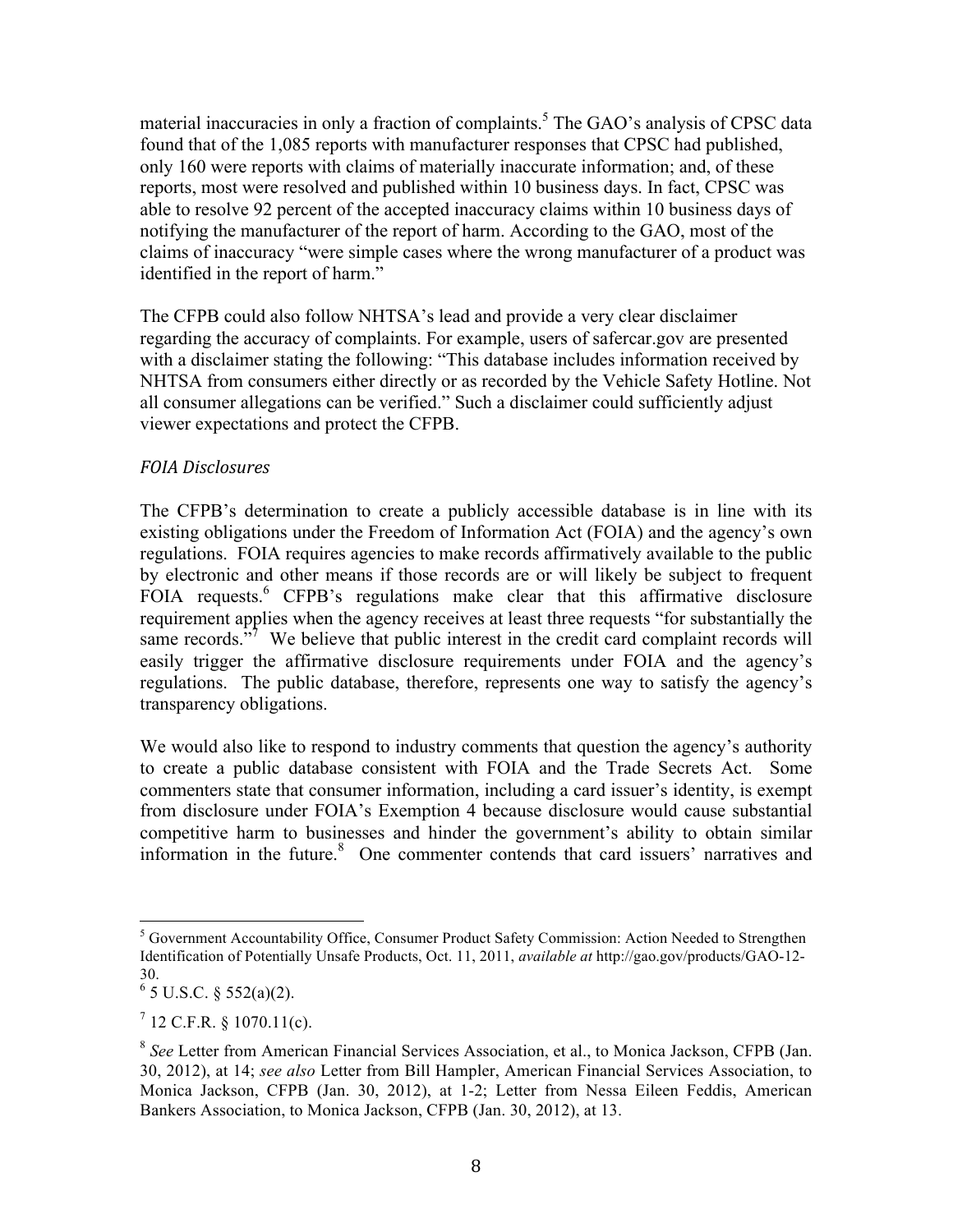material inaccuracies in only a fraction of complaints.[5] The GAO's analysis of CPSC data found that of the 1,085 reports with manufacturer responses that CPSC had published, only 160 were reports with claims of materially inaccurate information; and, of these reports, most were resolved and published within 10 business days. In fact, CPSC was able to resolve 92 percent of the accepted inaccuracy claims within 10 business days of notifying the manufacturer of the report of harm. According to the GAO, most of the claims of inaccuracy "were simple cases where the wrong manufacturer of a product was identified in the report of harm."

The CFPB could also follow NHTSA's lead and provide a very clear disclaimer regarding the accuracy of complaints. For example, users of safercar.gov are presented with a disclaimer stating the following: "This database includes information received by NHTSA from consumers either directly or as recorded by the Vehicle Safety Hotline. Not all consumer allegations can be verified." Such a disclaimer could sufficiently adjust viewer expectations and protect the CFPB.

*FOIA Disclosures*

The CFPB's determination to create a publicly accessible database is in line with its existing obligations under the Freedom of Information Act (FOIA) and the agency's own regulations. FOIA requires agencies to make records affirmatively available to the public by electronic and other means if those records are or will likely be subject to frequent FOIA requests.[6] CFPB's regulations make clear that this affirmative disclosure requirement applies when the agency receives at least three requests "for substantially the same records."[7] We believe that public interest in the credit card complaint records will easily trigger the affirmative disclosure requirements under FOIA and the agency's regulations. The public database, therefore, represents one way to satisfy the agency's transparency obligations.

We would also like to respond to industry comments that question the agency's authority to create a public database consistent with FOIA and the Trade Secrets Act. Some commenters state that consumer information, including a card issuer's identity, is exempt from disclosure under FOIA's Exemption 4 because disclosure would cause substantial competitive harm to businesses and hinder the government's ability to obtain similar information in the future.[8] One commenter contends that card issuers' narratives and

---

[5] Government Accountability Office, Consumer Product Safety Commission: Action Needed to Strengthen Identification of Potentially Unsafe Products, Oct. 11, 2011, *available at* http://gao.gov/products/GAO-12-30.

[6] 5 U.S.C. § 552(a)(2).

[7] 12 C.F.R. § 1070.11(c).

[8] *See* Letter from American Financial Services Association, et al., to Monica Jackson, CFPB (Jan. 30, 2012), at 14; *see also* Letter from Bill Hampler, American Financial Services Association, to Monica Jackson, CFPB (Jan. 30, 2012), at 1-2; Letter from Nessa Eileen Feddis, American Bankers Association, to Monica Jackson, CFPB (Jan. 30, 2012), at 13.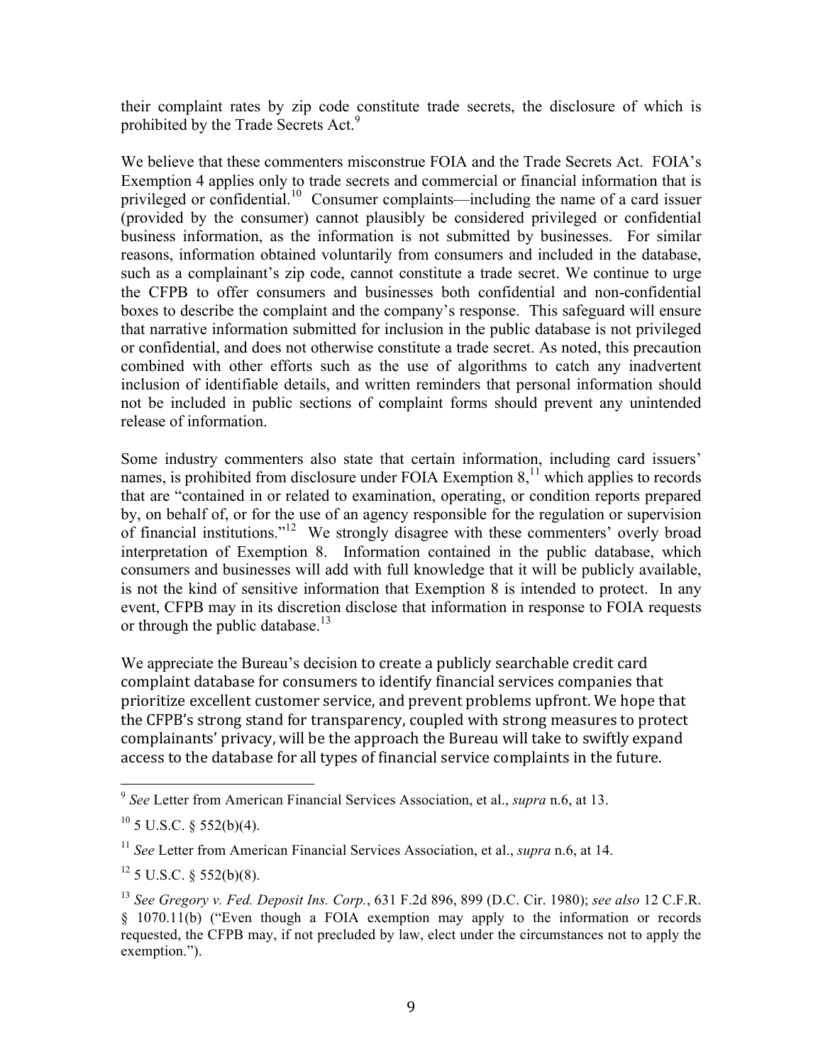their complaint rates by zip code constitute trade secrets, the disclosure of which is prohibited by the Trade Secrets Act.[9]

We believe that these commenters misconstrue FOIA and the Trade Secrets Act. FOIA's Exemption 4 applies only to trade secrets and commercial or financial information that is privileged or confidential.[10] Consumer complaints—including the name of a card issuer (provided by the consumer) cannot plausibly be considered privileged or confidential business information, as the information is not submitted by businesses. For similar reasons, information obtained voluntarily from consumers and included in the database, such as a complainant's zip code, cannot constitute a trade secret. We continue to urge the CFPB to offer consumers and businesses both confidential and non-confidential boxes to describe the complaint and the company's response. This safeguard will ensure that narrative information submitted for inclusion in the public database is not privileged or confidential, and does not otherwise constitute a trade secret. As noted, this precaution combined with other efforts such as the use of algorithms to catch any inadvertent inclusion of identifiable details, and written reminders that personal information should not be included in public sections of complaint forms should prevent any unintended release of information.

Some industry commenters also state that certain information, including card issuers' names, is prohibited from disclosure under FOIA Exemption 8,[11] which applies to records that are "contained in or related to examination, operating, or condition reports prepared by, on behalf of, or for the use of an agency responsible for the regulation or supervision of financial institutions."[12] We strongly disagree with these commenters' overly broad interpretation of Exemption 8. Information contained in the public database, which consumers and businesses will add with full knowledge that it will be publicly available, is not the kind of sensitive information that Exemption 8 is intended to protect. In any event, CFPB may in its discretion disclose that information in response to FOIA requests or through the public database.[13]

We appreciate the Bureau's decision to create a publicly searchable credit card complaint database for consumers to identify financial services companies that prioritize excellent customer service, and prevent problems upfront. We hope that the CFPB's strong stand for transparency, coupled with strong measures to protect complainants' privacy, will be the approach the Bureau will take to swiftly expand access to the database for all types of financial service complaints in the future.

---

[9] *See* Letter from American Financial Services Association, et al., *supra* n.6, at 13.

[10] 5 U.S.C. § 552(b)(4).

[11] *See* Letter from American Financial Services Association, et al., *supra* n.6, at 14.

[12] 5 U.S.C. § 552(b)(8).

[13] *See Gregory v. Fed. Deposit Ins. Corp.*, 631 F.2d 896, 899 (D.C. Cir. 1980); *see also* 12 C.F.R. § 1070.11(b) ("Even though a FOIA exemption may apply to the information or records requested, the CFPB may, if not precluded by law, elect under the circumstances not to apply the exemption.").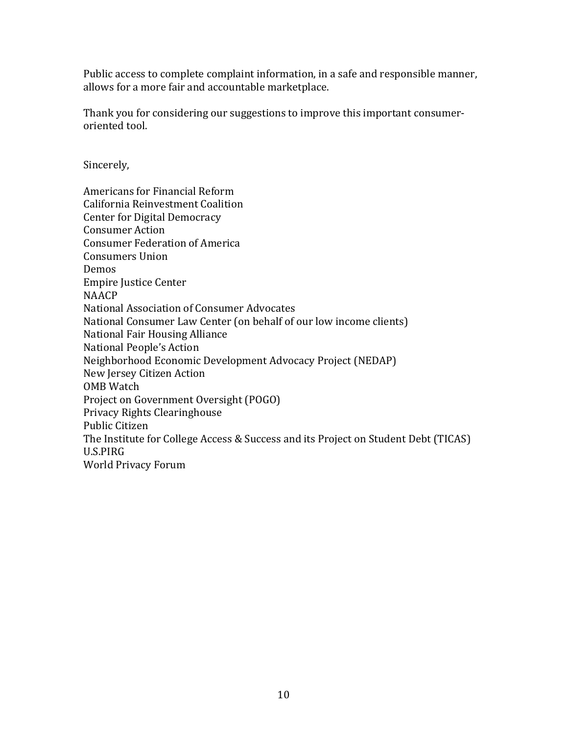Public access to complete complaint information, in a safe and responsible manner, allows for a more fair and accountable marketplace.

Thank you for considering our suggestions to improve this important consumer-oriented tool.

Sincerely,

Americans for Financial Reform
California Reinvestment Coalition
Center for Digital Democracy
Consumer Action
Consumer Federation of America
Consumers Union
Demos
Empire Justice Center
NAACP
National Association of Consumer Advocates
National Consumer Law Center (on behalf of our low income clients)
National Fair Housing Alliance
National People's Action
Neighborhood Economic Development Advocacy Project (NEDAP)
New Jersey Citizen Action
OMB Watch
Project on Government Oversight (POGO)
Privacy Rights Clearinghouse
Public Citizen
The Institute for College Access & Success and its Project on Student Debt (TICAS)
U.S.PIRG
World Privacy Forum